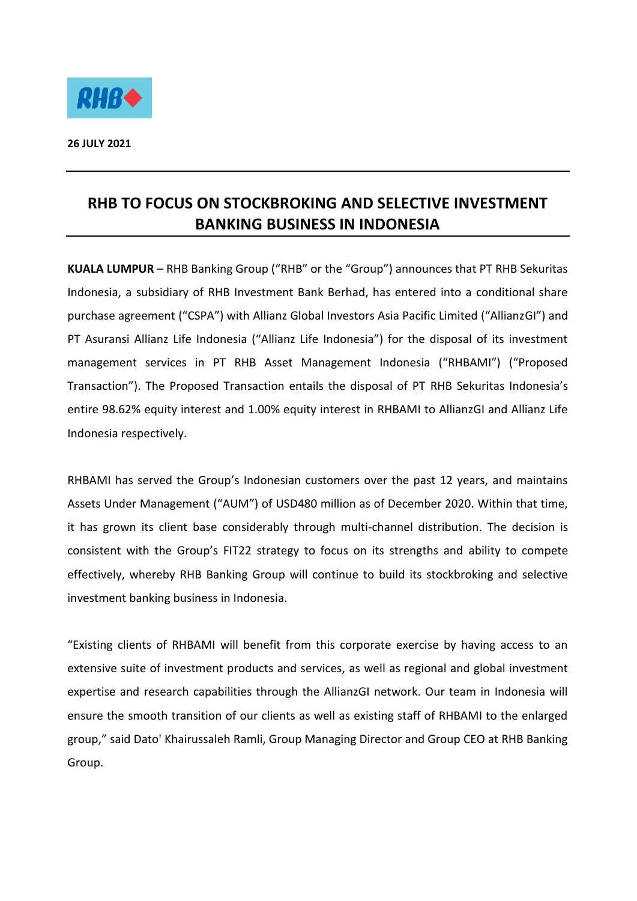**26 JULY 2021**

# RHB TO FOCUS ON STOCKBROKING AND SELECTIVE INVESTMENT BANKING BUSINESS IN INDONESIA

**KUALA LUMPUR** – RHB Banking Group ("RHB" or the "Group") announces that PT RHB Sekuritas Indonesia, a subsidiary of RHB Investment Bank Berhad, has entered into a conditional share purchase agreement ("CSPA") with Allianz Global Investors Asia Pacific Limited ("AllianzGI") and PT Asuransi Allianz Life Indonesia ("Allianz Life Indonesia") for the disposal of its investment management services in PT RHB Asset Management Indonesia ("RHBAMI") ("Proposed Transaction"). The Proposed Transaction entails the disposal of PT RHB Sekuritas Indonesia's entire 98.62% equity interest and 1.00% equity interest in RHBAMI to AllianzGI and Allianz Life Indonesia respectively.

RHBAMI has served the Group's Indonesian customers over the past 12 years, and maintains Assets Under Management ("AUM") of USD480 million as of December 2020. Within that time, it has grown its client base considerably through multi-channel distribution. The decision is consistent with the Group's FIT22 strategy to focus on its strengths and ability to compete effectively, whereby RHB Banking Group will continue to build its stockbroking and selective investment banking business in Indonesia.

"Existing clients of RHBAMI will benefit from this corporate exercise by having access to an extensive suite of investment products and services, as well as regional and global investment expertise and research capabilities through the AllianzGI network. Our team in Indonesia will ensure the smooth transition of our clients as well as existing staff of RHBAMI to the enlarged group," said Dato' Khairussaleh Ramli, Group Managing Director and Group CEO at RHB Banking Group.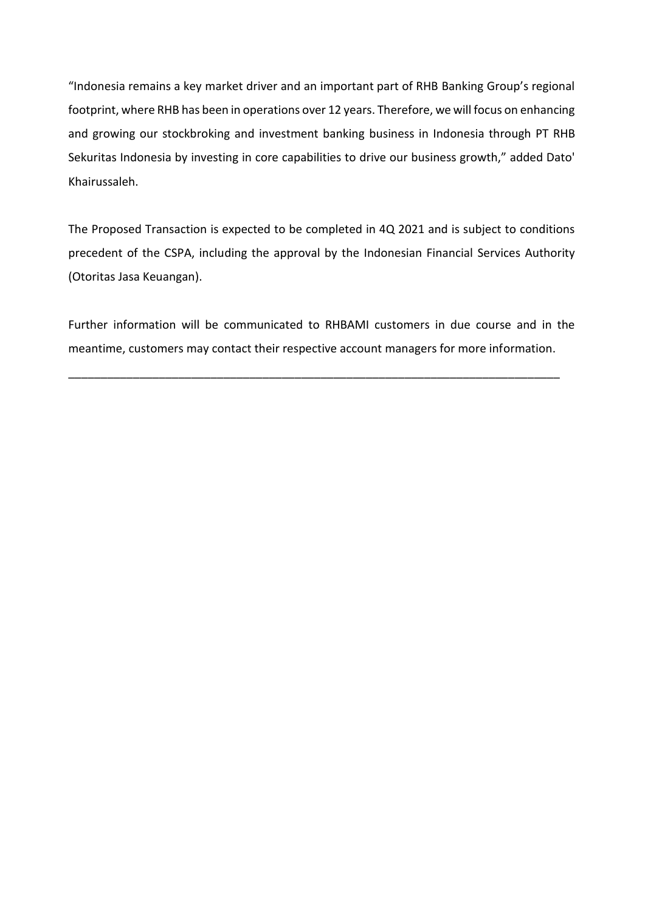"Indonesia remains a key market driver and an important part of RHB Banking Group's regional footprint, where RHB has been in operations over 12 years. Therefore, we will focus on enhancing and growing our stockbroking and investment banking business in Indonesia through PT RHB Sekuritas Indonesia by investing in core capabilities to drive our business growth," added Dato' Khairussaleh.

The Proposed Transaction is expected to be completed in 4Q 2021 and is subject to conditions precedent of the CSPA, including the approval by the Indonesian Financial Services Authority (Otoritas Jasa Keuangan).

Further information will be communicated to RHBAMI customers in due course and in the meantime, customers may contact their respective account managers for more information.

---